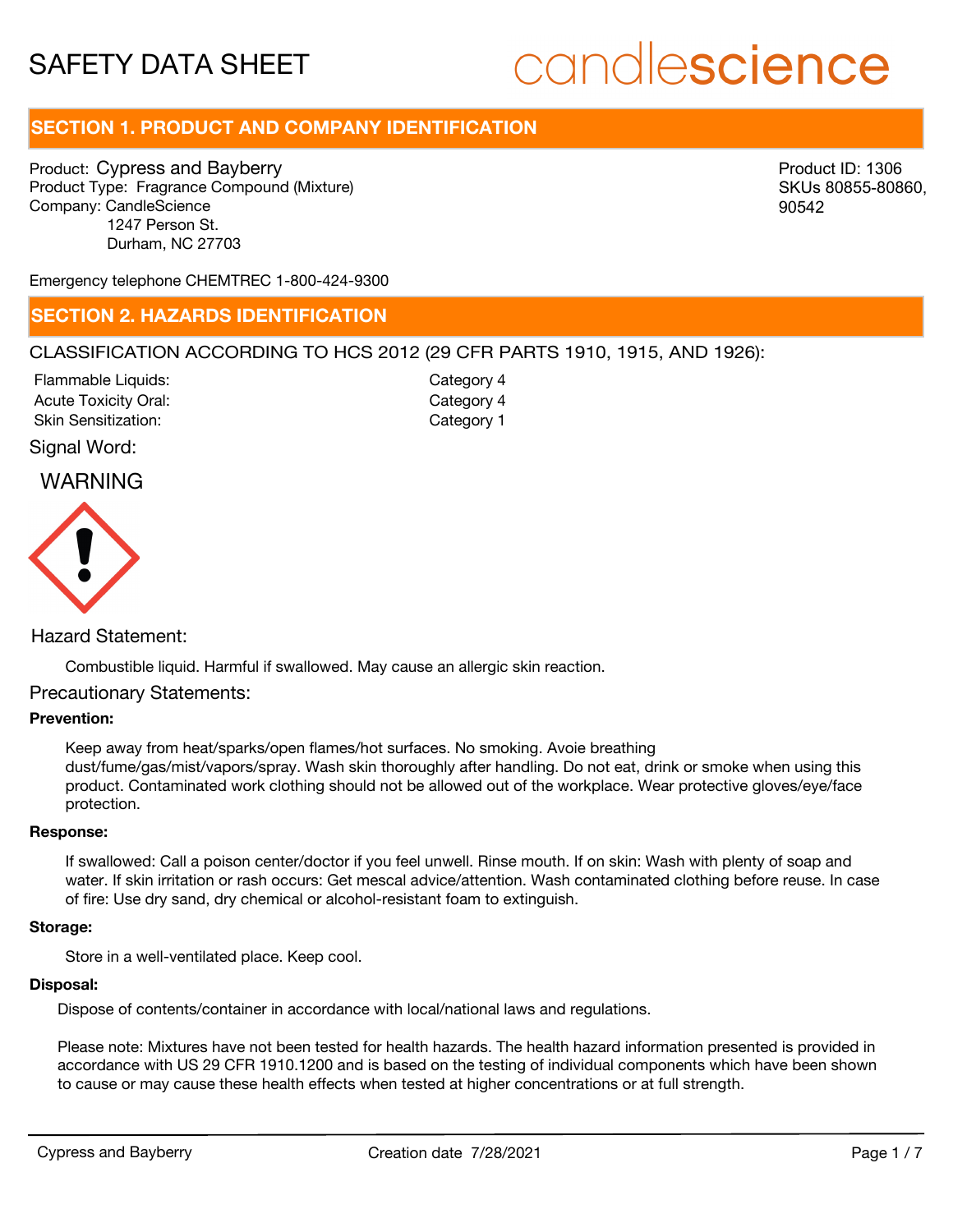# SAFETY DATA SHEET

candlescience

## SECTION 1. PRODUCT AND COMPANY IDENTIFICATION

Product: Cypress and Bayberry
Product Type: Fragrance Compound (Mixture)
Company: CandleScience
1247 Person St.
Durham, NC 27703

Product ID: 1306
SKUs 80855-80860, 90542

Emergency telephone CHEMTREC 1-800-424-9300

## SECTION 2. HAZARDS IDENTIFICATION

CLASSIFICATION ACCORDING TO HCS 2012 (29 CFR PARTS 1910, 1915, AND 1926):

| | |
|---|---|
| Flammable Liquids: | Category 4 |
| Acute Toxicity Oral: | Category 4 |
| Skin Sensitization: | Category 1 |

Signal Word:

WARNING

Hazard Statement:

Combustible liquid. Harmful if swallowed. May cause an allergic skin reaction.

Precautionary Statements:

**Prevention:**

Keep away from heat/sparks/open flames/hot surfaces. No smoking. Avoie breathing dust/fume/gas/mist/vapors/spray. Wash skin thoroughly after handling. Do not eat, drink or smoke when using this product. Contaminated work clothing should not be allowed out of the workplace. Wear protective gloves/eye/face protection.

**Response:**

If swallowed: Call a poison center/doctor if you feel unwell. Rinse mouth. If on skin: Wash with plenty of soap and water. If skin irritation or rash occurs: Get mescal advice/attention. Wash contaminated clothing before reuse. In case of fire: Use dry sand, dry chemical or alcohol-resistant foam to extinguish.

**Storage:**

Store in a well-ventilated place. Keep cool.

**Disposal:**

Dispose of contents/container in accordance with local/national laws and regulations.

Please note: Mixtures have not been tested for health hazards. The health hazard information presented is provided in accordance with US 29 CFR 1910.1200 and is based on the testing of individual components which have been shown to cause or may cause these health effects when tested at higher concentrations or at full strength.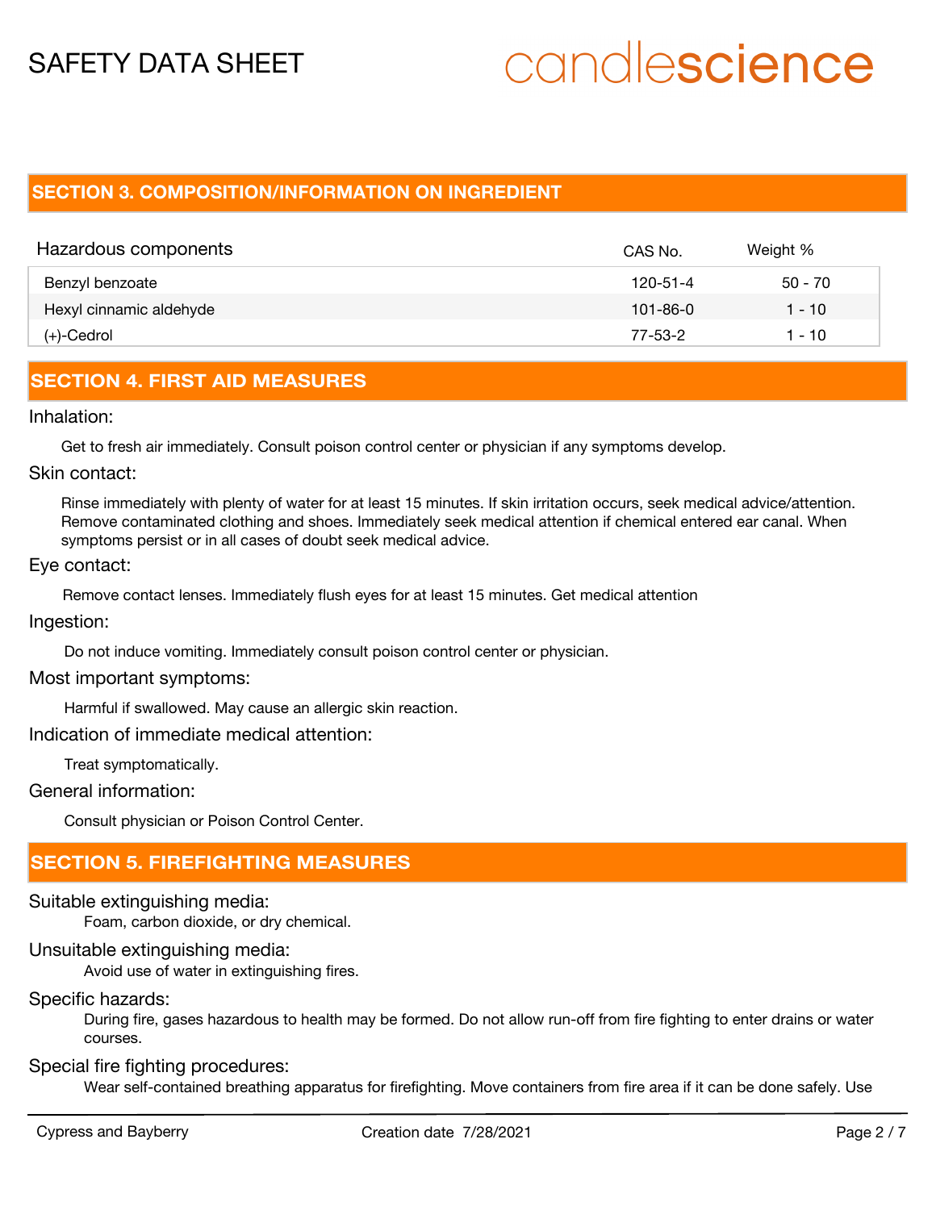## SECTION 3. COMPOSITION/INFORMATION ON INGREDIENT

| Hazardous components | CAS No. | Weight % |
|---|---|---|
| Benzyl benzoate | 120-51-4 | 50 - 70 |
| Hexyl cinnamic aldehyde | 101-86-0 | 1 - 10 |
| (+)-Cedrol | 77-53-2 | 1 - 10 |

## SECTION 4. FIRST AID MEASURES

**Inhalation:**

Get to fresh air immediately. Consult poison control center or physician if any symptoms develop.

**Skin contact:**

Rinse immediately with plenty of water for at least 15 minutes. If skin irritation occurs, seek medical advice/attention. Remove contaminated clothing and shoes. Immediately seek medical attention if chemical entered ear canal. When symptoms persist or in all cases of doubt seek medical advice.

**Eye contact:**

Remove contact lenses. Immediately flush eyes for at least 15 minutes. Get medical attention

**Ingestion:**

Do not induce vomiting. Immediately consult poison control center or physician.

**Most important symptoms:**

Harmful if swallowed. May cause an allergic skin reaction.

**Indication of immediate medical attention:**

Treat symptomatically.

**General information:**

Consult physician or Poison Control Center.

## SECTION 5. FIREFIGHTING MEASURES

**Suitable extinguishing media:**

Foam, carbon dioxide, or dry chemical.

**Unsuitable extinguishing media:**

Avoid use of water in extinguishing fires.

**Specific hazards:**

During fire, gases hazardous to health may be formed. Do not allow run-off from fire fighting to enter drains or water courses.

**Special fire fighting procedures:**

Wear self-contained breathing apparatus for firefighting. Move containers from fire area if it can be done safely. Use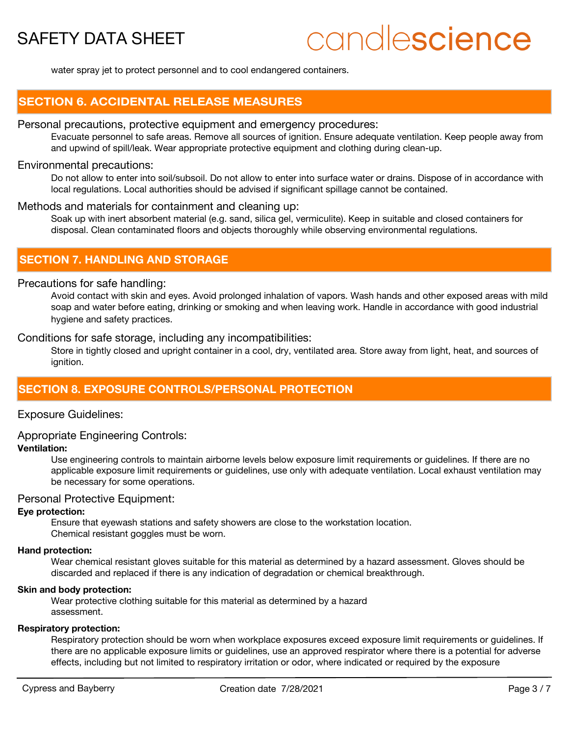water spray jet to protect personnel and to cool endangered containers.

## SECTION 6. ACCIDENTAL RELEASE MEASURES

Personal precautions, protective equipment and emergency procedures:

Evacuate personnel to safe areas. Remove all sources of ignition. Ensure adequate ventilation. Keep people away from and upwind of spill/leak. Wear appropriate protective equipment and clothing during clean-up.

Environmental precautions:

Do not allow to enter into soil/subsoil. Do not allow to enter into surface water or drains. Dispose of in accordance with local regulations. Local authorities should be advised if significant spillage cannot be contained.

Methods and materials for containment and cleaning up:

Soak up with inert absorbent material (e.g. sand, silica gel, vermiculite). Keep in suitable and closed containers for disposal. Clean contaminated floors and objects thoroughly while observing environmental regulations.

## SECTION 7. HANDLING AND STORAGE

Precautions for safe handling:

Avoid contact with skin and eyes. Avoid prolonged inhalation of vapors. Wash hands and other exposed areas with mild soap and water before eating, drinking or smoking and when leaving work. Handle in accordance with good industrial hygiene and safety practices.

Conditions for safe storage, including any incompatibilities:

Store in tightly closed and upright container in a cool, dry, ventilated area. Store away from light, heat, and sources of ignition.

## SECTION 8. EXPOSURE CONTROLS/PERSONAL PROTECTION

Exposure Guidelines:

Appropriate Engineering Controls:

**Ventilation:**

Use engineering controls to maintain airborne levels below exposure limit requirements or guidelines. If there are no applicable exposure limit requirements or guidelines, use only with adequate ventilation. Local exhaust ventilation may be necessary for some operations.

Personal Protective Equipment:

**Eye protection:**

Ensure that eyewash stations and safety showers are close to the workstation location.
Chemical resistant goggles must be worn.

**Hand protection:**

Wear chemical resistant gloves suitable for this material as determined by a hazard assessment. Gloves should be discarded and replaced if there is any indication of degradation or chemical breakthrough.

**Skin and body protection:**

Wear protective clothing suitable for this material as determined by a hazard assessment.

**Respiratory protection:**

Respiratory protection should be worn when workplace exposures exceed exposure limit requirements or guidelines. If there are no applicable exposure limits or guidelines, use an approved respirator where there is a potential for adverse effects, including but not limited to respiratory irritation or odor, where indicated or required by the exposure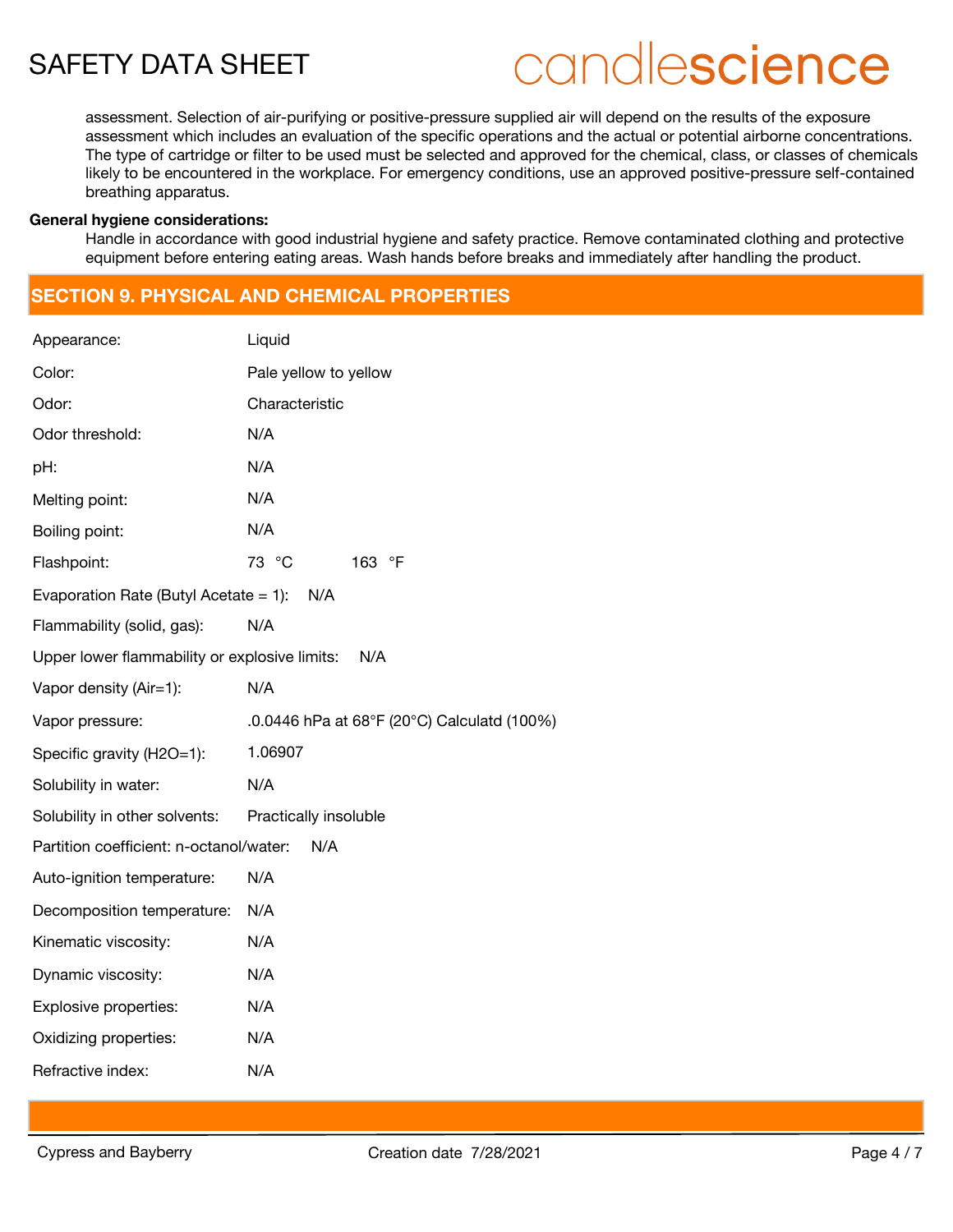assessment. Selection of air-purifying or positive-pressure supplied air will depend on the results of the exposure assessment which includes an evaluation of the specific operations and the actual or potential airborne concentrations. The type of cartridge or filter to be used must be selected and approved for the chemical, class, or classes of chemicals likely to be encountered in the workplace. For emergency conditions, use an approved positive-pressure self-contained breathing apparatus.

**General hygiene considerations:**

Handle in accordance with good industrial hygiene and safety practice. Remove contaminated clothing and protective equipment before entering eating areas. Wash hands before breaks and immediately after handling the product.

## SECTION 9. PHYSICAL AND CHEMICAL PROPERTIES

| Property | Value |
|---|---|
| Appearance: | Liquid |
| Color: | Pale yellow to yellow |
| Odor: | Characteristic |
| Odor threshold: | N/A |
| pH: | N/A |
| Melting point: | N/A |
| Boiling point: | N/A |
| Flashpoint: | 73 °C 163 °F |
| Evaporation Rate (Butyl Acetate = 1): | N/A |
| Flammability (solid, gas): | N/A |
| Upper lower flammability or explosive limits: | N/A |
| Vapor density (Air=1): | N/A |
| Vapor pressure: | .0.0446 hPa at 68°F (20°C) Calculatd (100%) |
| Specific gravity (H2O=1): | 1.06907 |
| Solubility in water: | N/A |
| Solubility in other solvents: | Practically insoluble |
| Partition coefficient: n-octanol/water: | N/A |
| Auto-ignition temperature: | N/A |
| Decomposition temperature: | N/A |
| Kinematic viscosity: | N/A |
| Dynamic viscosity: | N/A |
| Explosive properties: | N/A |
| Oxidizing properties: | N/A |
| Refractive index: | N/A |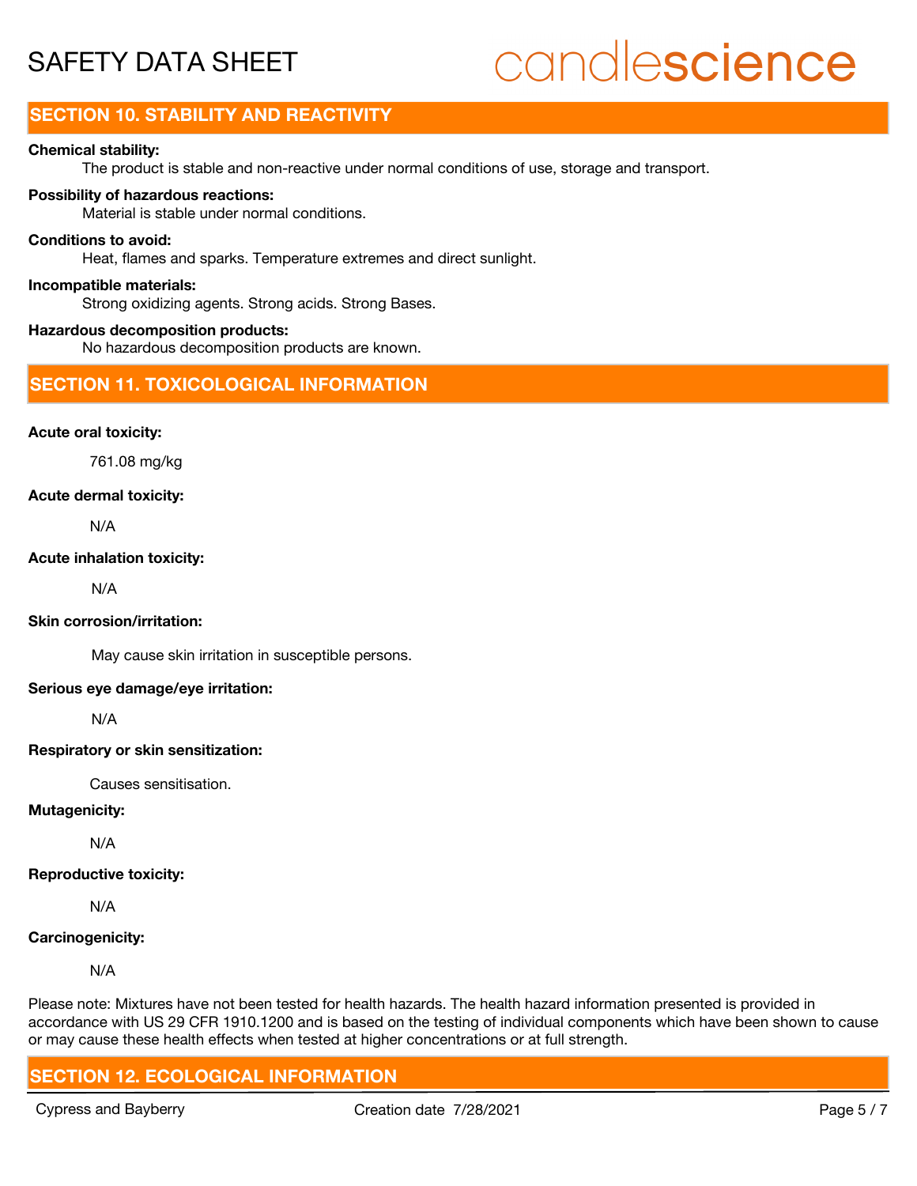## SECTION 10. STABILITY AND REACTIVITY

**Chemical stability:**

The product is stable and non-reactive under normal conditions of use, storage and transport.

**Possibility of hazardous reactions:**

Material is stable under normal conditions.

**Conditions to avoid:**

Heat, flames and sparks. Temperature extremes and direct sunlight.

**Incompatible materials:**

Strong oxidizing agents. Strong acids. Strong Bases.

**Hazardous decomposition products:**

No hazardous decomposition products are known.

## SECTION 11. TOXICOLOGICAL INFORMATION

**Acute oral toxicity:**

761.08 mg/kg

**Acute dermal toxicity:**

N/A

**Acute inhalation toxicity:**

N/A

**Skin corrosion/irritation:**

May cause skin irritation in susceptible persons.

**Serious eye damage/eye irritation:**

N/A

**Respiratory or skin sensitization:**

Causes sensitisation.

**Mutagenicity:**

N/A

**Reproductive toxicity:**

N/A

**Carcinogenicity:**

N/A

Please note: Mixtures have not been tested for health hazards. The health hazard information presented is provided in accordance with US 29 CFR 1910.1200 and is based on the testing of individual components which have been shown to cause or may cause these health effects when tested at higher concentrations or at full strength.

## SECTION 12. ECOLOGICAL INFORMATION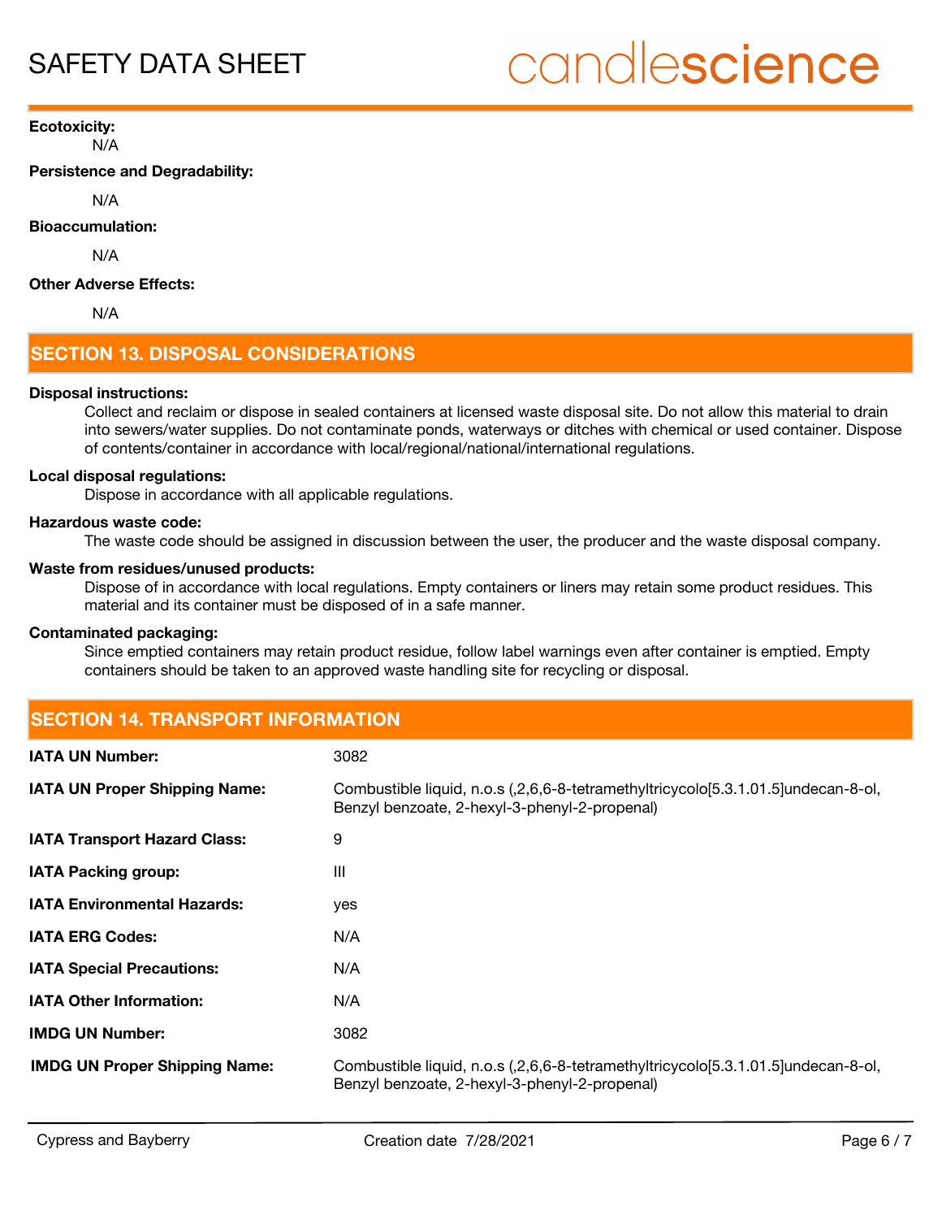**Ecotoxicity:**

N/A

**Persistence and Degradability:**

N/A

**Bioaccumulation:**

N/A

**Other Adverse Effects:**

N/A

## SECTION 13. DISPOSAL CONSIDERATIONS

**Disposal instructions:**

Collect and reclaim or dispose in sealed containers at licensed waste disposal site. Do not allow this material to drain into sewers/water supplies. Do not contaminate ponds, waterways or ditches with chemical or used container. Dispose of contents/container in accordance with local/regional/national/international regulations.

**Local disposal regulations:**

Dispose in accordance with all applicable regulations.

**Hazardous waste code:**

The waste code should be assigned in discussion between the user, the producer and the waste disposal company.

**Waste from residues/unused products:**

Dispose of in accordance with local regulations. Empty containers or liners may retain some product residues. This material and its container must be disposed of in a safe manner.

**Contaminated packaging:**

Since emptied containers may retain product residue, follow label warnings even after container is emptied. Empty containers should be taken to an approved waste handling site for recycling or disposal.

## SECTION 14. TRANSPORT INFORMATION

| | |
|---|---|
| **IATA UN Number:** | 3082 |
| **IATA UN Proper Shipping Name:** | Combustible liquid, n.o.s (,2,6,6-8-tetramethyltricycolo[5.3.1.01.5]undecan-8-ol, Benzyl benzoate, 2-hexyl-3-phenyl-2-propenal) |
| **IATA Transport Hazard Class:** | 9 |
| **IATA Packing group:** | III |
| **IATA Environmental Hazards:** | yes |
| **IATA ERG Codes:** | N/A |
| **IATA Special Precautions:** | N/A |
| **IATA Other Information:** | N/A |
| **IMDG UN Number:** | 3082 |
| **IMDG UN Proper Shipping Name:** | Combustible liquid, n.o.s (,2,6,6-8-tetramethyltricycolo[5.3.1.01.5]undecan-8-ol, Benzyl benzoate, 2-hexyl-3-phenyl-2-propenal) |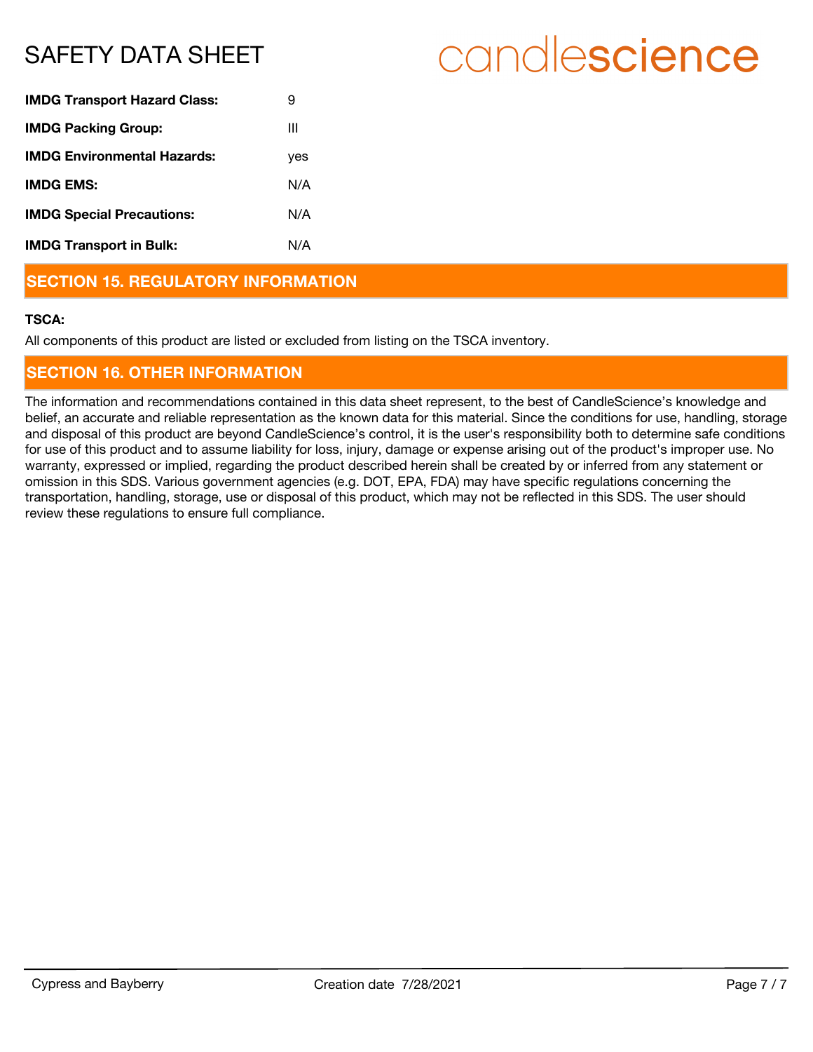| | |
|---|---|
| **IMDG Transport Hazard Class:** | 9 |
| **IMDG Packing Group:** | III |
| **IMDG Environmental Hazards:** | yes |
| **IMDG EMS:** | N/A |
| **IMDG Special Precautions:** | N/A |
| **IMDG Transport in Bulk:** | N/A |

## SECTION 15. REGULATORY INFORMATION

**TSCA:**

All components of this product are listed or excluded from listing on the TSCA inventory.

## SECTION 16. OTHER INFORMATION

The information and recommendations contained in this data sheet represent, to the best of CandleScience's knowledge and belief, an accurate and reliable representation as the known data for this material. Since the conditions for use, handling, storage and disposal of this product are beyond CandleScience's control, it is the user's responsibility both to determine safe conditions for use of this product and to assume liability for loss, injury, damage or expense arising out of the product's improper use. No warranty, expressed or implied, regarding the product described herein shall be created by or inferred from any statement or omission in this SDS. Various government agencies (e.g. DOT, EPA, FDA) may have specific regulations concerning the transportation, handling, storage, use or disposal of this product, which may not be reflected in this SDS. The user should review these regulations to ensure full compliance.